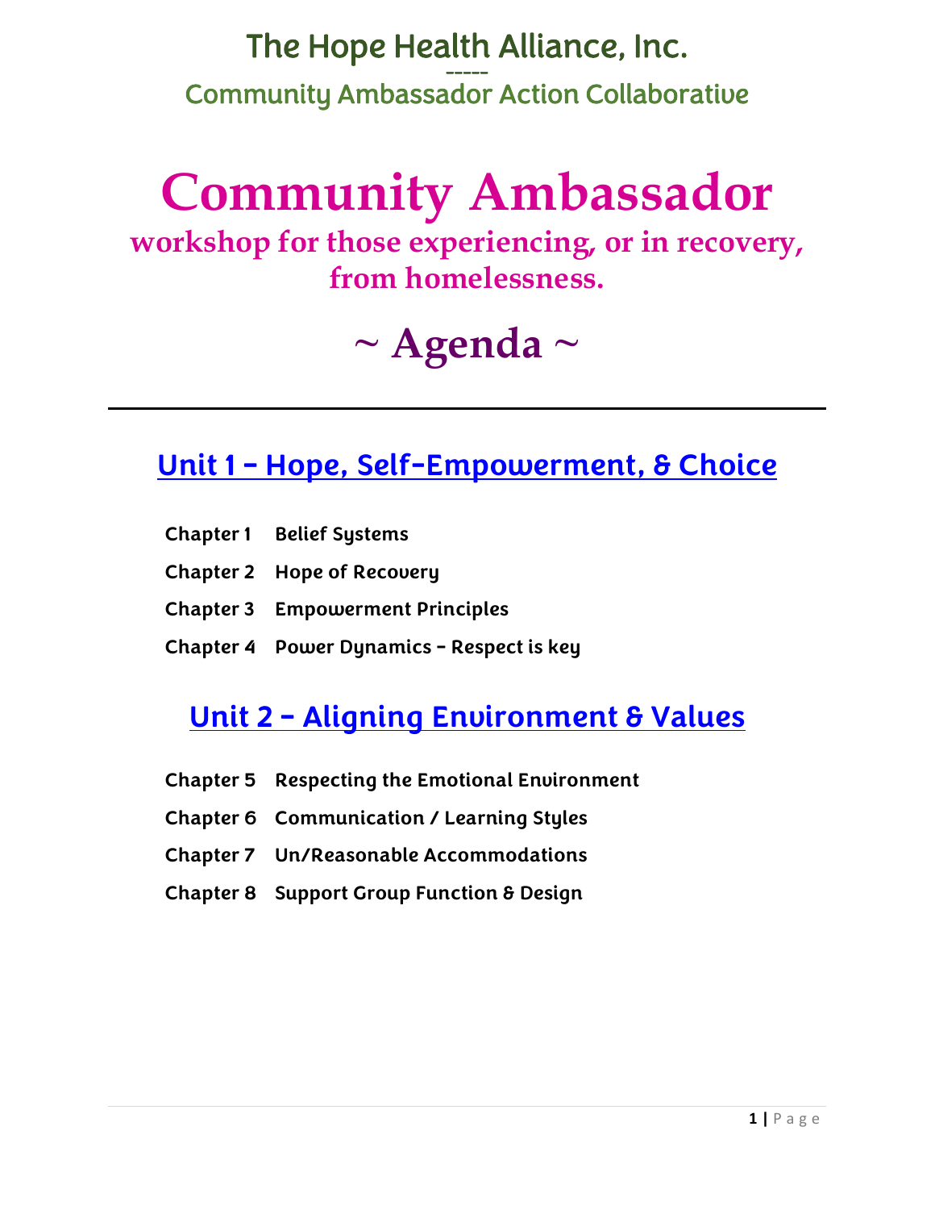# The Hope Health Alliance, Inc.

-----

## Community Ambassador Action Collaborative

# Community Ambassador

## workshop for those experiencing, or in recovery, from homelessness.

# ~ Agenda ~

---

## Unit 1 – Hope, Self-Empowerment, & Choice

**Chapter 1** **Belief Systems**

**Chapter 2** **Hope of Recovery**

**Chapter 3** **Empowerment Principles**

**Chapter 4** **Power Dynamics – Respect is key**

## Unit 2 – Aligning Environment & Values

**Chapter 5** **Respecting the Emotional Environment**

**Chapter 6** **Communication / Learning Styles**

**Chapter 7** **Un/Reasonable Accommodations**

**Chapter 8** **Support Group Function & Design**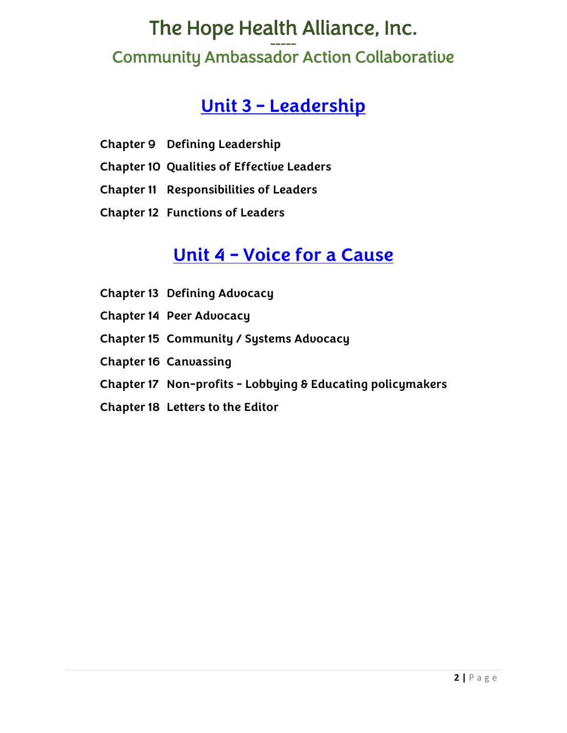# The Hope Health Alliance, Inc.

-----

## Community Ambassador Action Collaborative

## Unit 3 – Leadership

**Chapter 9 Defining Leadership**

**Chapter 10 Qualities of Effective Leaders**

**Chapter 11 Responsibilities of Leaders**

**Chapter 12 Functions of Leaders**

## Unit 4 – Voice for a Cause

**Chapter 13 Defining Advocacy**

**Chapter 14 Peer Advocacy**

**Chapter 15 Community / Systems Advocacy**

**Chapter 16 Canvassing**

**Chapter 17 Non-profits - Lobbying & Educating policymakers**

**Chapter 18 Letters to the Editor**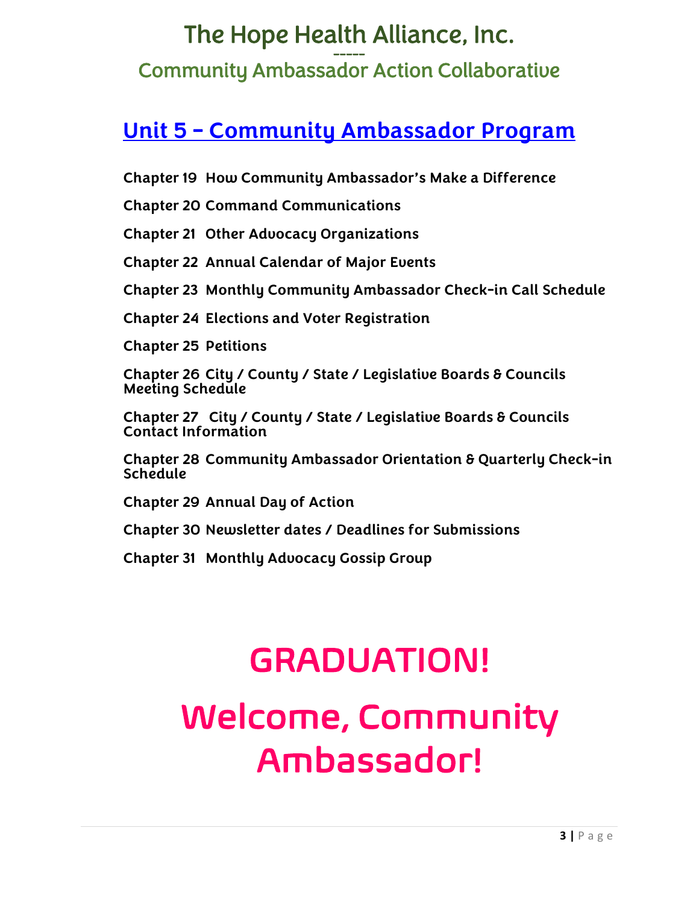# The Hope Health Alliance, Inc.

-----

Community Ambassador Action Collaborative

## Unit 5 – Community Ambassador Program

**Chapter 19 How Community Ambassador's Make a Difference**

**Chapter 20 Command Communications**

**Chapter 21 Other Advocacy Organizations**

**Chapter 22 Annual Calendar of Major Events**

**Chapter 23 Monthly Community Ambassador Check-in Call Schedule**

**Chapter 24 Elections and Voter Registration**

**Chapter 25 Petitions**

**Chapter 26 City / County / State / Legislative Boards & Councils Meeting Schedule**

**Chapter 27 City / County / State / Legislative Boards & Councils Contact Information**

**Chapter 28 Community Ambassador Orientation & Quarterly Check-in Schedule**

**Chapter 29 Annual Day of Action**

**Chapter 30 Newsletter dates / Deadlines for Submissions**

**Chapter 31 Monthly Advocacy Gossip Group**

# GRADUATION!

# Welcome, Community Ambassador!